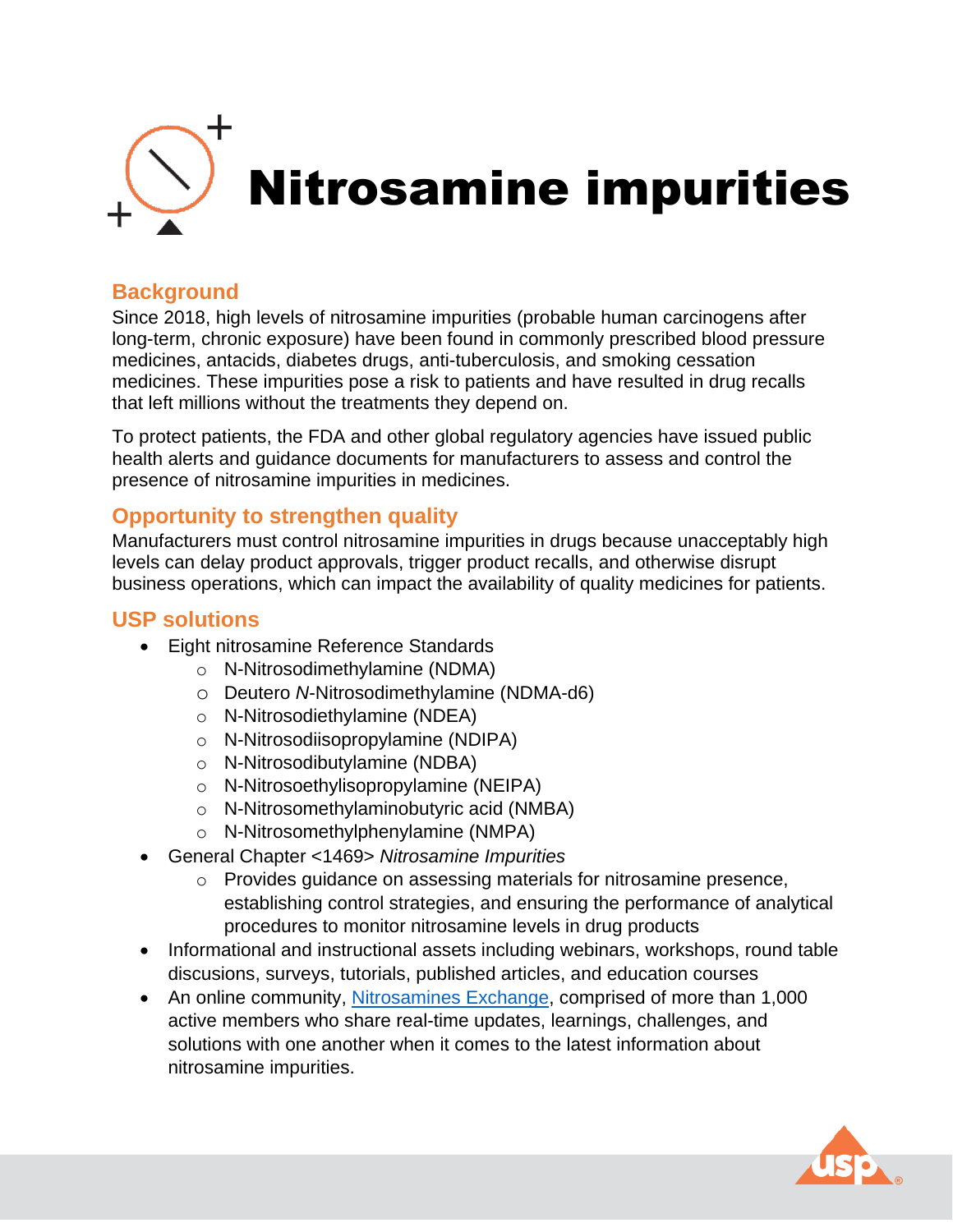# Nitrosamine impurities

## Background

Since 2018, high levels of nitrosamine impurities (probable human carcinogens after long-term, chronic exposure) have been found in commonly prescribed blood pressure medicines, antacids, diabetes drugs, anti-tuberculosis, and smoking cessation medicines. These impurities pose a risk to patients and have resulted in drug recalls that left millions without the treatments they depend on.

To protect patients, the FDA and other global regulatory agencies have issued public health alerts and guidance documents for manufacturers to assess and control the presence of nitrosamine impurities in medicines.

## Opportunity to strengthen quality

Manufacturers must control nitrosamine impurities in drugs because unacceptably high levels can delay product approvals, trigger product recalls, and otherwise disrupt business operations, which can impact the availability of quality medicines for patients.

## USP solutions

- Eight nitrosamine Reference Standards
  - N-Nitrosodimethylamine (NDMA)
  - Deutero *N*-Nitrosodimethylamine (NDMA-d6)
  - N-Nitrosodiethylamine (NDEA)
  - N-Nitrosodiisopropylamine (NDIPA)
  - N-Nitrosodibutylamine (NDBA)
  - N-Nitrosoethylisopropylamine (NEIPA)
  - N-Nitrosomethylaminobutyric acid (NMBA)
  - N-Nitrosomethylphenylamine (NMPA)
- General Chapter <1469> *Nitrosamine Impurities*
  - Provides guidance on assessing materials for nitrosamine presence, establishing control strategies, and ensuring the performance of analytical procedures to monitor nitrosamine levels in drug products
- Informational and instructional assets including webinars, workshops, round table discusions, surveys, tutorials, published articles, and education courses
- An online community, Nitrosamines Exchange, comprised of more than 1,000 active members who share real-time updates, learnings, challenges, and solutions with one another when it comes to the latest information about nitrosamine impurities.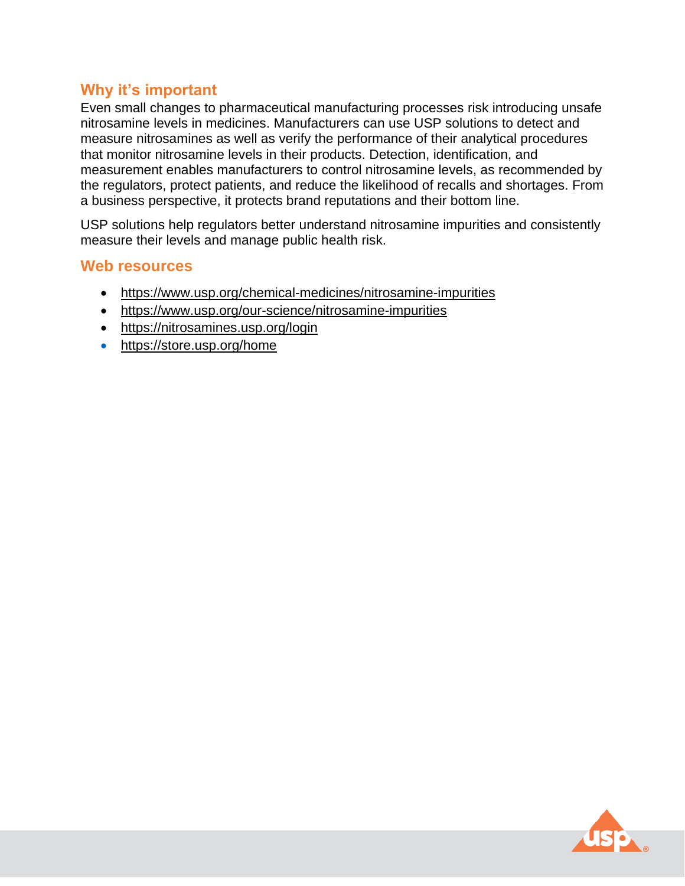## Why it's important

Even small changes to pharmaceutical manufacturing processes risk introducing unsafe nitrosamine levels in medicines. Manufacturers can use USP solutions to detect and measure nitrosamines as well as verify the performance of their analytical procedures that monitor nitrosamine levels in their products. Detection, identification, and measurement enables manufacturers to control nitrosamine levels, as recommended by the regulators, protect patients, and reduce the likelihood of recalls and shortages. From a business perspective, it protects brand reputations and their bottom line.

USP solutions help regulators better understand nitrosamine impurities and consistently measure their levels and manage public health risk.

## Web resources

- https://www.usp.org/chemical-medicines/nitrosamine-impurities
- https://www.usp.org/our-science/nitrosamine-impurities
- https://nitrosamines.usp.org/login
- https://store.usp.org/home